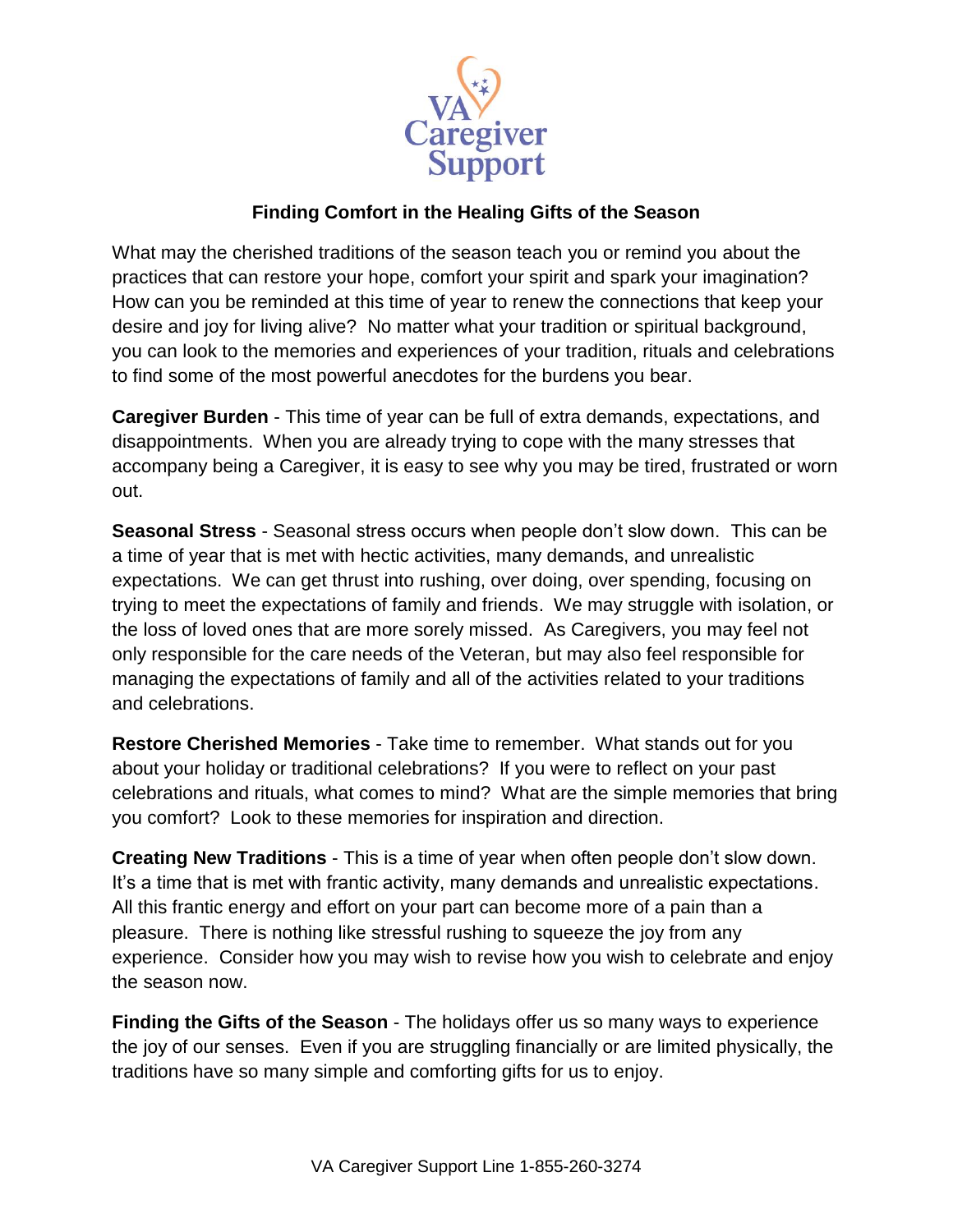VA Caregiver Support

# Finding Comfort in the Healing Gifts of the Season

What may the cherished traditions of the season teach you or remind you about the practices that can restore your hope, comfort your spirit and spark your imagination? How can you be reminded at this time of year to renew the connections that keep your desire and joy for living alive? No matter what your tradition or spiritual background, you can look to the memories and experiences of your tradition, rituals and celebrations to find some of the most powerful anecdotes for the burdens you bear.

**Caregiver Burden** - This time of year can be full of extra demands, expectations, and disappointments. When you are already trying to cope with the many stresses that accompany being a Caregiver, it is easy to see why you may be tired, frustrated or worn out.

**Seasonal Stress** - Seasonal stress occurs when people don't slow down. This can be a time of year that is met with hectic activities, many demands, and unrealistic expectations. We can get thrust into rushing, over doing, over spending, focusing on trying to meet the expectations of family and friends. We may struggle with isolation, or the loss of loved ones that are more sorely missed. As Caregivers, you may feel not only responsible for the care needs of the Veteran, but may also feel responsible for managing the expectations of family and all of the activities related to your traditions and celebrations.

**Restore Cherished Memories** - Take time to remember. What stands out for you about your holiday or traditional celebrations? If you were to reflect on your past celebrations and rituals, what comes to mind? What are the simple memories that bring you comfort? Look to these memories for inspiration and direction.

**Creating New Traditions** - This is a time of year when often people don't slow down. It's a time that is met with frantic activity, many demands and unrealistic expectations. All this frantic energy and effort on your part can become more of a pain than a pleasure. There is nothing like stressful rushing to squeeze the joy from any experience. Consider how you may wish to revise how you wish to celebrate and enjoy the season now.

**Finding the Gifts of the Season** - The holidays offer us so many ways to experience the joy of our senses. Even if you are struggling financially or are limited physically, the traditions have so many simple and comforting gifts for us to enjoy.

VA Caregiver Support Line 1-855-260-3274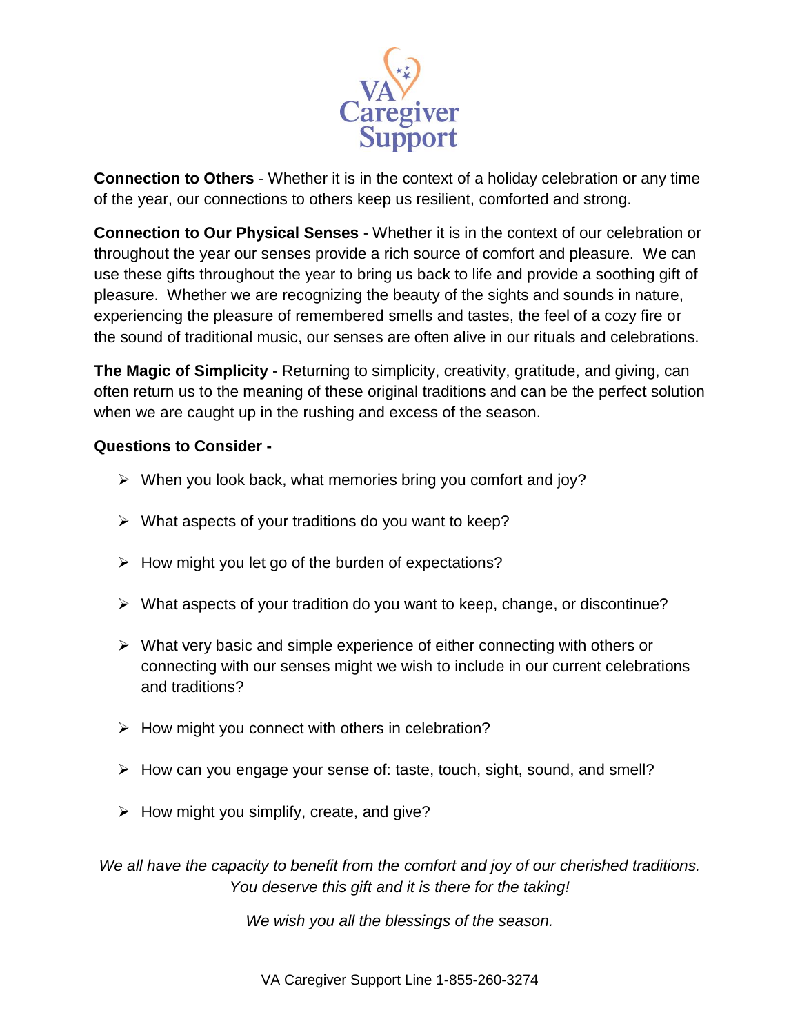**Connection to Others** - Whether it is in the context of a holiday celebration or any time of the year, our connections to others keep us resilient, comforted and strong.

**Connection to Our Physical Senses** - Whether it is in the context of our celebration or throughout the year our senses provide a rich source of comfort and pleasure. We can use these gifts throughout the year to bring us back to life and provide a soothing gift of pleasure. Whether we are recognizing the beauty of the sights and sounds in nature, experiencing the pleasure of remembered smells and tastes, the feel of a cozy fire or the sound of traditional music, our senses are often alive in our rituals and celebrations.

**The Magic of Simplicity** - Returning to simplicity, creativity, gratitude, and giving, can often return us to the meaning of these original traditions and can be the perfect solution when we are caught up in the rushing and excess of the season.

**Questions to Consider -**

- When you look back, what memories bring you comfort and joy?
- What aspects of your traditions do you want to keep?
- How might you let go of the burden of expectations?
- What aspects of your tradition do you want to keep, change, or discontinue?
- What very basic and simple experience of either connecting with others or connecting with our senses might we wish to include in our current celebrations and traditions?
- How might you connect with others in celebration?
- How can you engage your sense of: taste, touch, sight, sound, and smell?
- How might you simplify, create, and give?

*We all have the capacity to benefit from the comfort and joy of our cherished traditions. You deserve this gift and it is there for the taking!*

*We wish you all the blessings of the season.*

VA Caregiver Support Line 1-855-260-3274